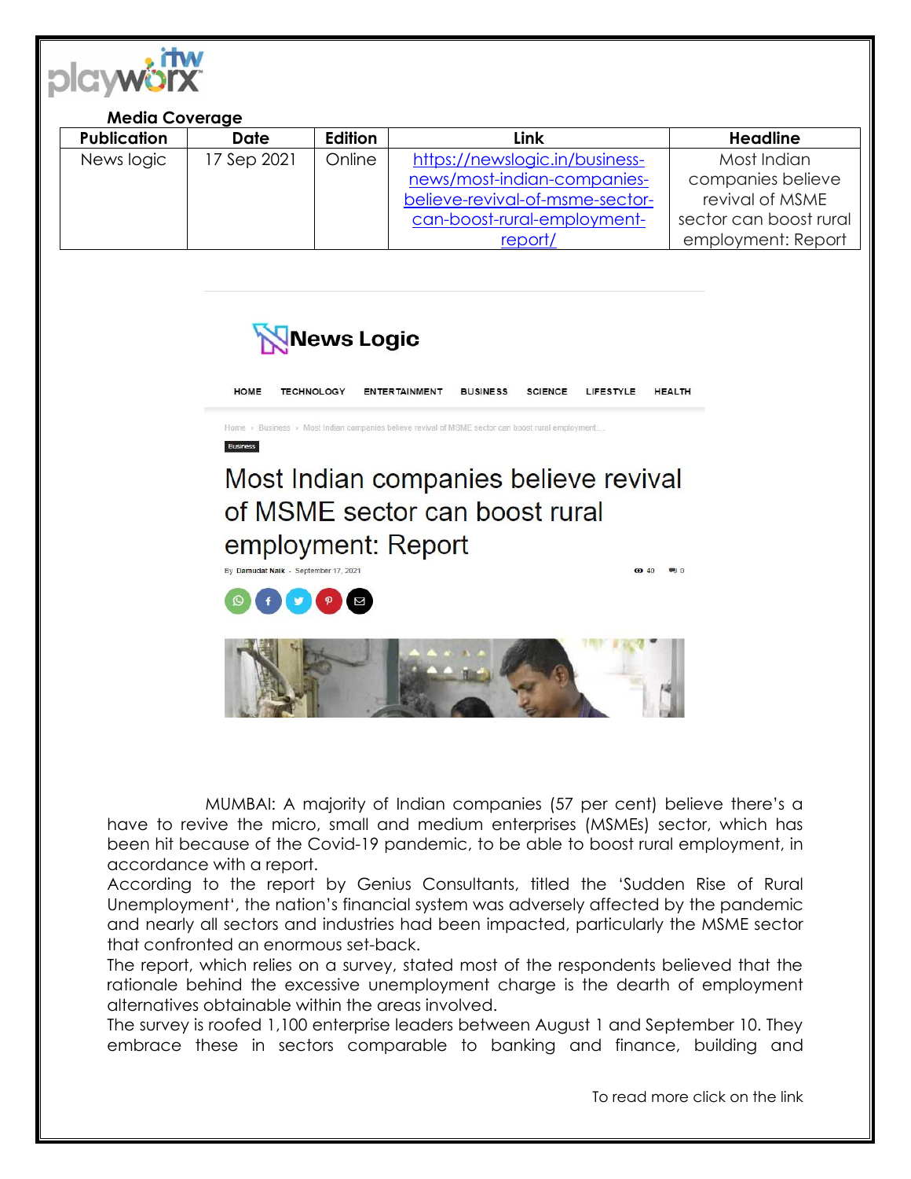**Media Coverage**

| Publication | Date | Edition | Link | Headline |
|---|---|---|---|---|
| News logic | 17 Sep 2021 | Online | https://newslogic.in/business-news/most-indian-companies-believe-revival-of-msme-sector-can-boost-rural-employment-report/ | Most Indian companies believe revival of MSME sector can boost rural employment: Report |

News Logic

HOME TECHNOLOGY ENTERTAINMENT BUSINESS SCIENCE LIFESTYLE HEALTH

Home › Business › Most Indian companies believe revival of MSME sector can boost rural employment:...

Business

# Most Indian companies believe revival of MSME sector can boost rural employment: Report

By Damudar Naik - September 17, 2021

MUMBAI: A majority of Indian companies (57 per cent) believe there's a have to revive the micro, small and medium enterprises (MSMEs) sector, which has been hit because of the Covid-19 pandemic, to be able to boost rural employment, in accordance with a report.

According to the report by Genius Consultants, titled the 'Sudden Rise of Rural Unemployment', the nation's financial system was adversely affected by the pandemic and nearly all sectors and industries had been impacted, particularly the MSME sector that confronted an enormous set-back.

The report, which relies on a survey, stated most of the respondents believed that the rationale behind the excessive unemployment charge is the dearth of employment alternatives obtainable within the areas involved.

The survey is roofed 1,100 enterprise leaders between August 1 and September 10. They embrace these in sectors comparable to banking and finance, building and

To read more click on the link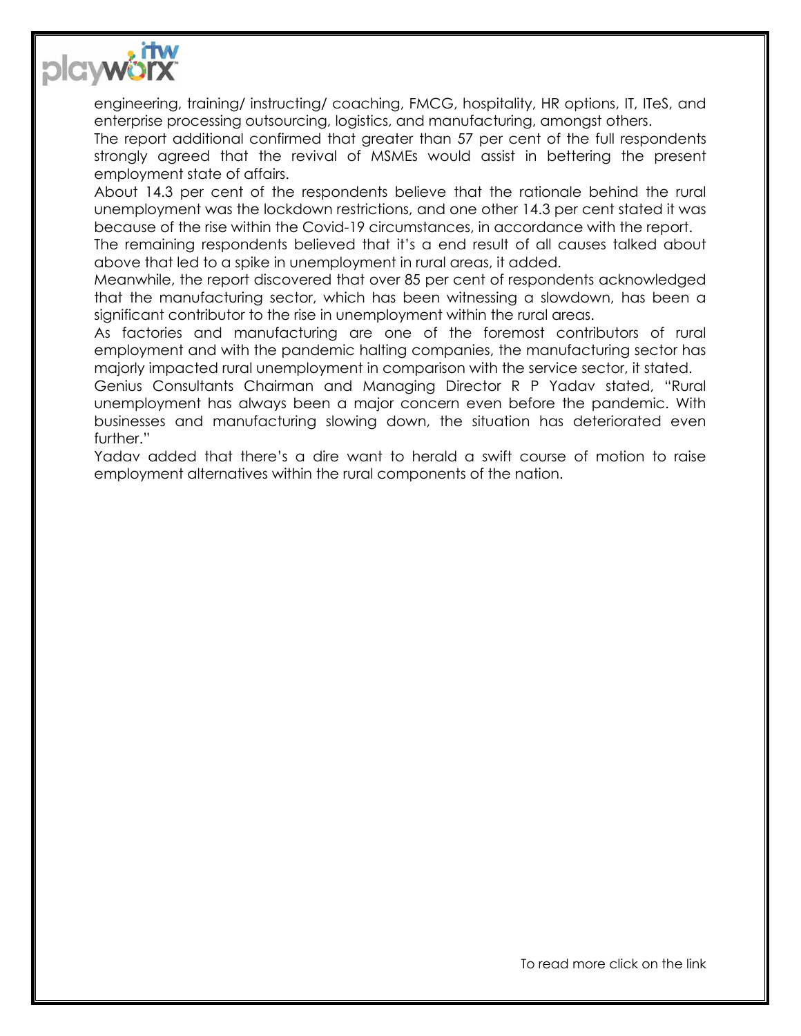engineering, training/ instructing/ coaching, FMCG, hospitality, HR options, IT, ITeS, and enterprise processing outsourcing, logistics, and manufacturing, amongst others.

The report additional confirmed that greater than 57 per cent of the full respondents strongly agreed that the revival of MSMEs would assist in bettering the present employment state of affairs.

About 14.3 per cent of the respondents believe that the rationale behind the rural unemployment was the lockdown restrictions, and one other 14.3 per cent stated it was because of the rise within the Covid-19 circumstances, in accordance with the report.

The remaining respondents believed that it's a end result of all causes talked about above that led to a spike in unemployment in rural areas, it added.

Meanwhile, the report discovered that over 85 per cent of respondents acknowledged that the manufacturing sector, which has been witnessing a slowdown, has been a significant contributor to the rise in unemployment within the rural areas.

As factories and manufacturing are one of the foremost contributors of rural employment and with the pandemic halting companies, the manufacturing sector has majorly impacted rural unemployment in comparison with the service sector, it stated.

Genius Consultants Chairman and Managing Director R P Yadav stated, "Rural unemployment has always been a major concern even before the pandemic. With businesses and manufacturing slowing down, the situation has deteriorated even further."

Yadav added that there's a dire want to herald a swift course of motion to raise employment alternatives within the rural components of the nation.

To read more click on the link